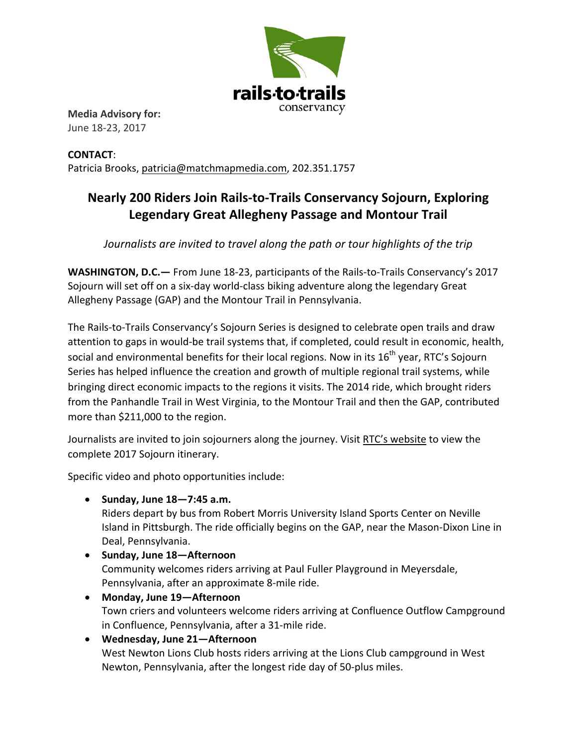**Media Advisory for:**
June 18-23, 2017

**CONTACT**:
Patricia Brooks, patricia@matchmapmedia.com, 202.351.1757

# Nearly 200 Riders Join Rails-to-Trails Conservancy Sojourn, Exploring Legendary Great Allegheny Passage and Montour Trail

*Journalists are invited to travel along the path or tour highlights of the trip*

**WASHINGTON, D.C.—** From June 18-23, participants of the Rails-to-Trails Conservancy's 2017 Sojourn will set off on a six-day world-class biking adventure along the legendary Great Allegheny Passage (GAP) and the Montour Trail in Pennsylvania.

The Rails-to-Trails Conservancy's Sojourn Series is designed to celebrate open trails and draw attention to gaps in would-be trail systems that, if completed, could result in economic, health, social and environmental benefits for their local regions. Now in its 16th year, RTC's Sojourn Series has helped influence the creation and growth of multiple regional trail systems, while bringing direct economic impacts to the regions it visits. The 2014 ride, which brought riders from the Panhandle Trail in West Virginia, to the Montour Trail and then the GAP, contributed more than $211,000 to the region.

Journalists are invited to join sojourners along the journey. Visit RTC's website to view the complete 2017 Sojourn itinerary.

Specific video and photo opportunities include:

- **Sunday, June 18—7:45 a.m.**
  Riders depart by bus from Robert Morris University Island Sports Center on Neville Island in Pittsburgh. The ride officially begins on the GAP, near the Mason-Dixon Line in Deal, Pennsylvania.
- **Sunday, June 18—Afternoon**
  Community welcomes riders arriving at Paul Fuller Playground in Meyersdale, Pennsylvania, after an approximate 8-mile ride.
- **Monday, June 19—Afternoon**
  Town criers and volunteers welcome riders arriving at Confluence Outflow Campground in Confluence, Pennsylvania, after a 31-mile ride.
- **Wednesday, June 21—Afternoon**
  West Newton Lions Club hosts riders arriving at the Lions Club campground in West Newton, Pennsylvania, after the longest ride day of 50-plus miles.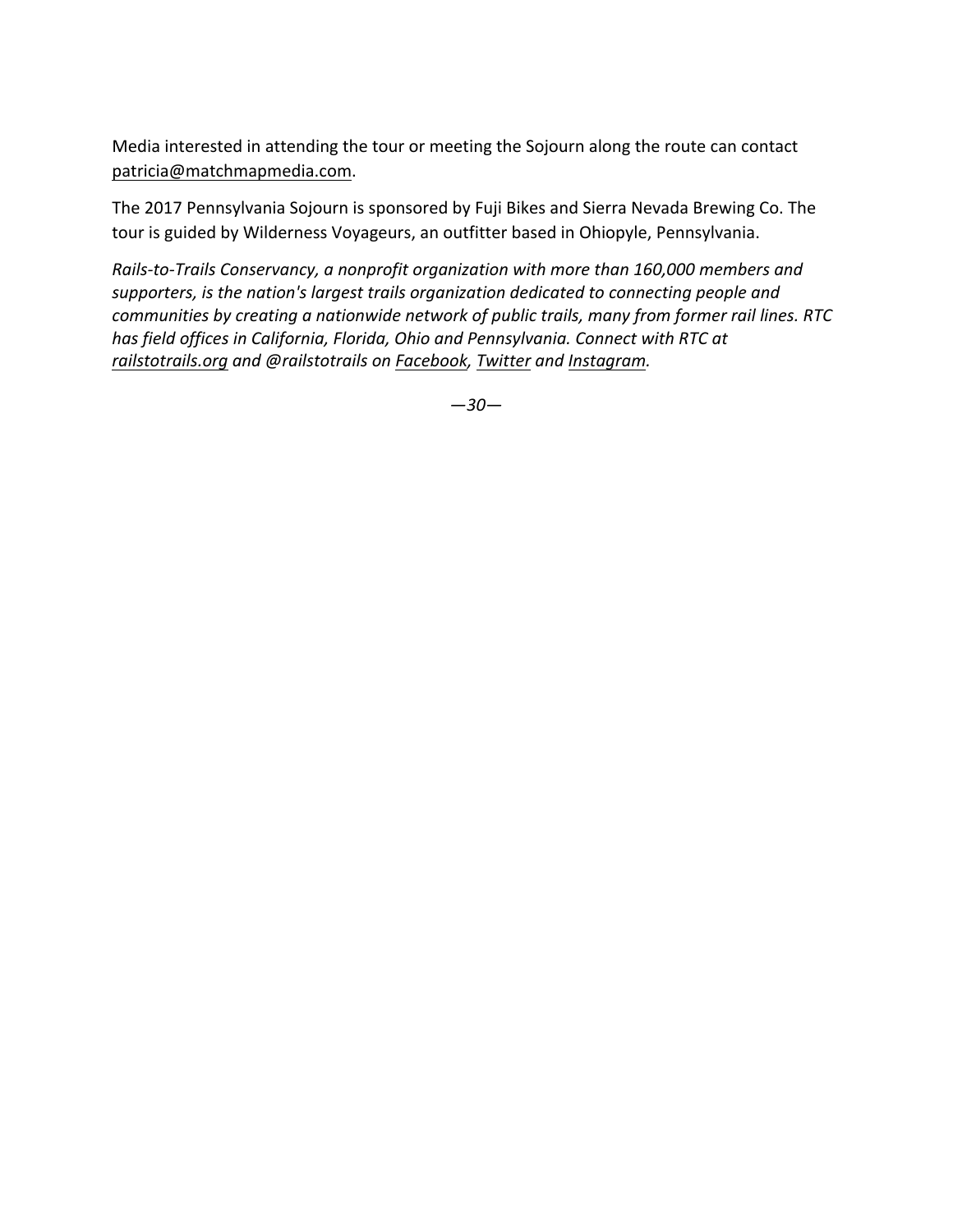Media interested in attending the tour or meeting the Sojourn along the route can contact patricia@matchmapmedia.com.

The 2017 Pennsylvania Sojourn is sponsored by Fuji Bikes and Sierra Nevada Brewing Co. The tour is guided by Wilderness Voyageurs, an outfitter based in Ohiopyle, Pennsylvania.

*Rails-to-Trails Conservancy, a nonprofit organization with more than 160,000 members and supporters, is the nation's largest trails organization dedicated to connecting people and communities by creating a nationwide network of public trails, many from former rail lines. RTC has field offices in California, Florida, Ohio and Pennsylvania. Connect with RTC at railstotrails.org and @railstotrails on Facebook, Twitter and Instagram.*

*—30—*